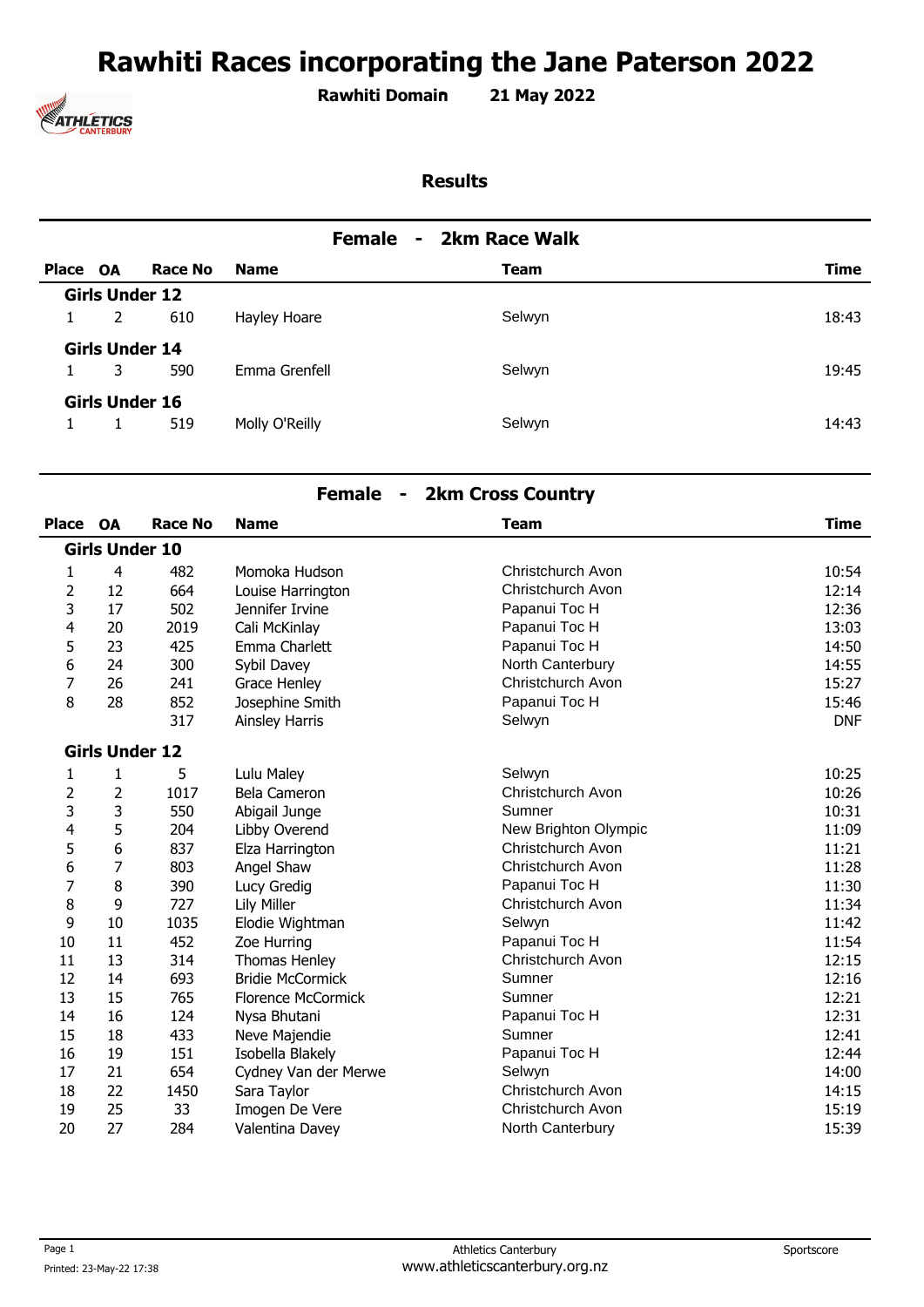# Rawhiti Races incorporating the Jane Paterson 2022

**Rawhiti Domain** **21 May 2022**

## Results

### Female - 2km Race Walk

| Place | OA | Race No | Name | Team | Time |
|---|---|---|---|---|---|
| **Girls Under 12** | | | | | |
| 1 | 2 | 610 | Hayley Hoare | Selwyn | 18:43 |
| **Girls Under 14** | | | | | |
| 1 | 3 | 590 | Emma Grenfell | Selwyn | 19:45 |
| **Girls Under 16** | | | | | |
| 1 | 1 | 519 | Molly O'Reilly | Selwyn | 14:43 |

### Female - 2km Cross Country

| Place | OA | Race No | Name | Team | Time |
|---|---|---|---|---|---|
| **Girls Under 10** | | | | | |
| 1 | 4 | 482 | Momoka Hudson | Christchurch Avon | 10:54 |
| 2 | 12 | 664 | Louise Harrington | Christchurch Avon | 12:14 |
| 3 | 17 | 502 | Jennifer Irvine | Papanui Toc H | 12:36 |
| 4 | 20 | 2019 | Cali McKinlay | Papanui Toc H | 13:03 |
| 5 | 23 | 425 | Emma Charlett | Papanui Toc H | 14:50 |
| 6 | 24 | 300 | Sybil Davey | North Canterbury | 14:55 |
| 7 | 26 | 241 | Grace Henley | Christchurch Avon | 15:27 |
| 8 | 28 | 852 | Josephine Smith | Papanui Toc H | 15:46 |
| | | 317 | Ainsley Harris | Selwyn | DNF |
| **Girls Under 12** | | | | | |
| 1 | 1 | 5 | Lulu Maley | Selwyn | 10:25 |
| 2 | 2 | 1017 | Bela Cameron | Christchurch Avon | 10:26 |
| 3 | 3 | 550 | Abigail Junge | Sumner | 10:31 |
| 4 | 5 | 204 | Libby Overend | New Brighton Olympic | 11:09 |
| 5 | 6 | 837 | Elza Harrington | Christchurch Avon | 11:21 |
| 6 | 7 | 803 | Angel Shaw | Christchurch Avon | 11:28 |
| 7 | 8 | 390 | Lucy Gredig | Papanui Toc H | 11:30 |
| 8 | 9 | 727 | Lily Miller | Christchurch Avon | 11:34 |
| 9 | 10 | 1035 | Elodie Wightman | Selwyn | 11:42 |
| 10 | 11 | 452 | Zoe Hurring | Papanui Toc H | 11:54 |
| 11 | 13 | 314 | Thomas Henley | Christchurch Avon | 12:15 |
| 12 | 14 | 693 | Bridie McCormick | Sumner | 12:16 |
| 13 | 15 | 765 | Florence McCormick | Sumner | 12:21 |
| 14 | 16 | 124 | Nysa Bhutani | Papanui Toc H | 12:31 |
| 15 | 18 | 433 | Neve Majendie | Sumner | 12:41 |
| 16 | 19 | 151 | Isobella Blakely | Papanui Toc H | 12:44 |
| 17 | 21 | 654 | Cydney Van der Merwe | Selwyn | 14:00 |
| 18 | 22 | 1450 | Sara Taylor | Christchurch Avon | 14:15 |
| 19 | 25 | 33 | Imogen De Vere | Christchurch Avon | 15:19 |
| 20 | 27 | 284 | Valentina Davey | North Canterbury | 15:39 |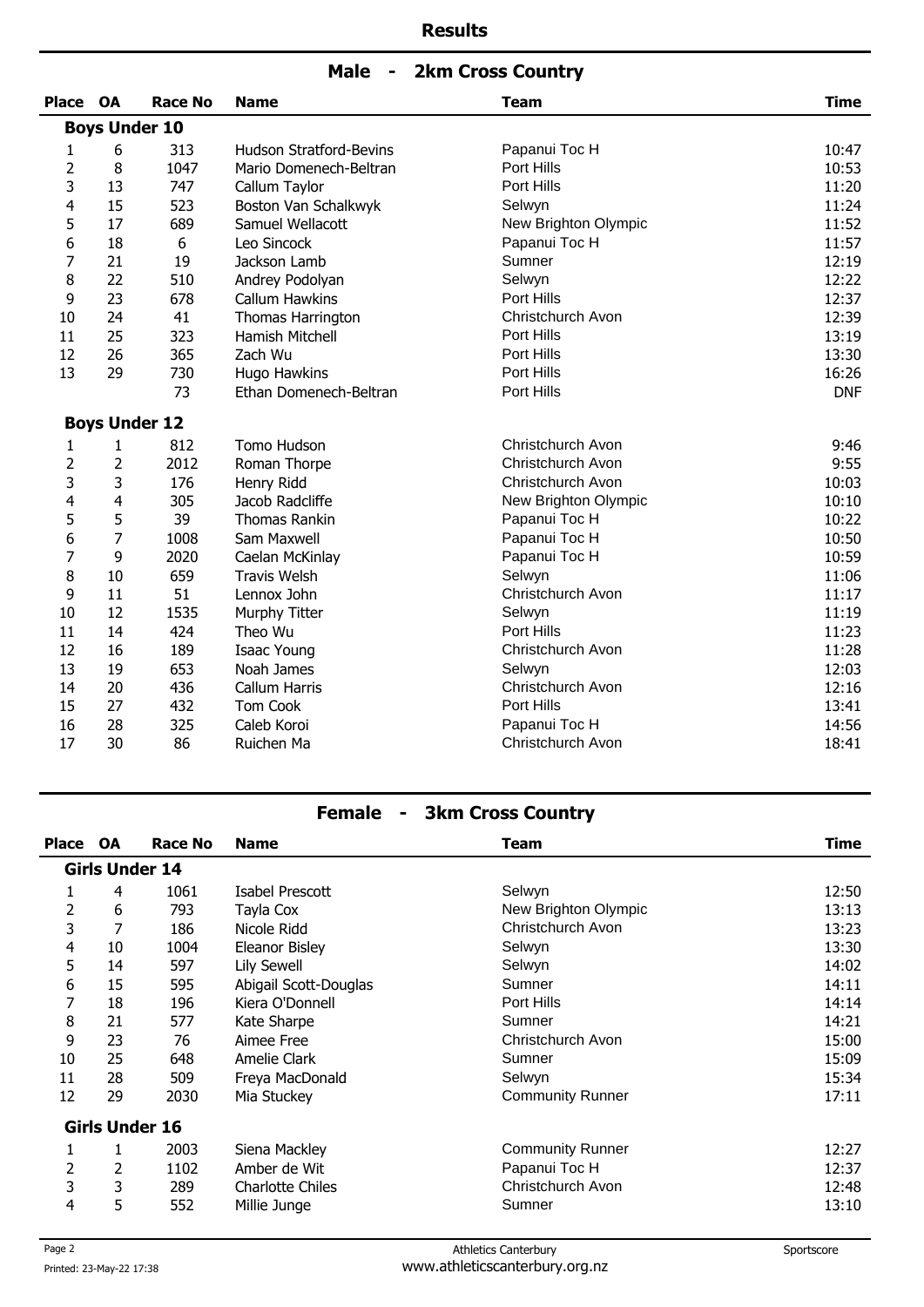## Results

### Male - 2km Cross Country

| Place | OA | Race No | Name | Team | Time |
|---|---|---|---|---|---|
| **Boys Under 10** | | | | | |
| 1 | 6 | 313 | Hudson Stratford-Bevins | Papanui Toc H | 10:47 |
| 2 | 8 | 1047 | Mario Domenech-Beltran | Port Hills | 10:53 |
| 3 | 13 | 747 | Callum Taylor | Port Hills | 11:20 |
| 4 | 15 | 523 | Boston Van Schalkwyk | Selwyn | 11:24 |
| 5 | 17 | 689 | Samuel Wellacott | New Brighton Olympic | 11:52 |
| 6 | 18 | 6 | Leo Sincock | Papanui Toc H | 11:57 |
| 7 | 21 | 19 | Jackson Lamb | Sumner | 12:19 |
| 8 | 22 | 510 | Andrey Podolyan | Selwyn | 12:22 |
| 9 | 23 | 678 | Callum Hawkins | Port Hills | 12:37 |
| 10 | 24 | 41 | Thomas Harrington | Christchurch Avon | 12:39 |
| 11 | 25 | 323 | Hamish Mitchell | Port Hills | 13:19 |
| 12 | 26 | 365 | Zach Wu | Port Hills | 13:30 |
| 13 | 29 | 730 | Hugo Hawkins | Port Hills | 16:26 |
| | | 73 | Ethan Domenech-Beltran | Port Hills | DNF |
| **Boys Under 12** | | | | | |
| 1 | 1 | 812 | Tomo Hudson | Christchurch Avon | 9:46 |
| 2 | 2 | 2012 | Roman Thorpe | Christchurch Avon | 9:55 |
| 3 | 3 | 176 | Henry Ridd | Christchurch Avon | 10:03 |
| 4 | 4 | 305 | Jacob Radcliffe | New Brighton Olympic | 10:10 |
| 5 | 5 | 39 | Thomas Rankin | Papanui Toc H | 10:22 |
| 6 | 7 | 1008 | Sam Maxwell | Papanui Toc H | 10:50 |
| 7 | 9 | 2020 | Caelan McKinlay | Papanui Toc H | 10:59 |
| 8 | 10 | 659 | Travis Welsh | Selwyn | 11:06 |
| 9 | 11 | 51 | Lennox John | Christchurch Avon | 11:17 |
| 10 | 12 | 1535 | Murphy Titter | Selwyn | 11:19 |
| 11 | 14 | 424 | Theo Wu | Port Hills | 11:23 |
| 12 | 16 | 189 | Isaac Young | Christchurch Avon | 11:28 |
| 13 | 19 | 653 | Noah James | Selwyn | 12:03 |
| 14 | 20 | 436 | Callum Harris | Christchurch Avon | 12:16 |
| 15 | 27 | 432 | Tom Cook | Port Hills | 13:41 |
| 16 | 28 | 325 | Caleb Koroi | Papanui Toc H | 14:56 |
| 17 | 30 | 86 | Ruichen Ma | Christchurch Avon | 18:41 |

### Female - 3km Cross Country

| Place | OA | Race No | Name | Team | Time |
|---|---|---|---|---|---|
| **Girls Under 14** | | | | | |
| 1 | 4 | 1061 | Isabel Prescott | Selwyn | 12:50 |
| 2 | 6 | 793 | Tayla Cox | New Brighton Olympic | 13:13 |
| 3 | 7 | 186 | Nicole Ridd | Christchurch Avon | 13:23 |
| 4 | 10 | 1004 | Eleanor Bisley | Selwyn | 13:30 |
| 5 | 14 | 597 | Lily Sewell | Selwyn | 14:02 |
| 6 | 15 | 595 | Abigail Scott-Douglas | Sumner | 14:11 |
| 7 | 18 | 196 | Kiera O'Donnell | Port Hills | 14:14 |
| 8 | 21 | 577 | Kate Sharpe | Sumner | 14:21 |
| 9 | 23 | 76 | Aimee Free | Christchurch Avon | 15:00 |
| 10 | 25 | 648 | Amelie Clark | Sumner | 15:09 |
| 11 | 28 | 509 | Freya MacDonald | Selwyn | 15:34 |
| 12 | 29 | 2030 | Mia Stuckey | Community Runner | 17:11 |
| **Girls Under 16** | | | | | |
| 1 | 1 | 2003 | Siena Mackley | Community Runner | 12:27 |
| 2 | 2 | 1102 | Amber de Wit | Papanui Toc H | 12:37 |
| 3 | 3 | 289 | Charlotte Chiles | Christchurch Avon | 12:48 |
| 4 | 5 | 552 | Millie Junge | Sumner | 13:10 |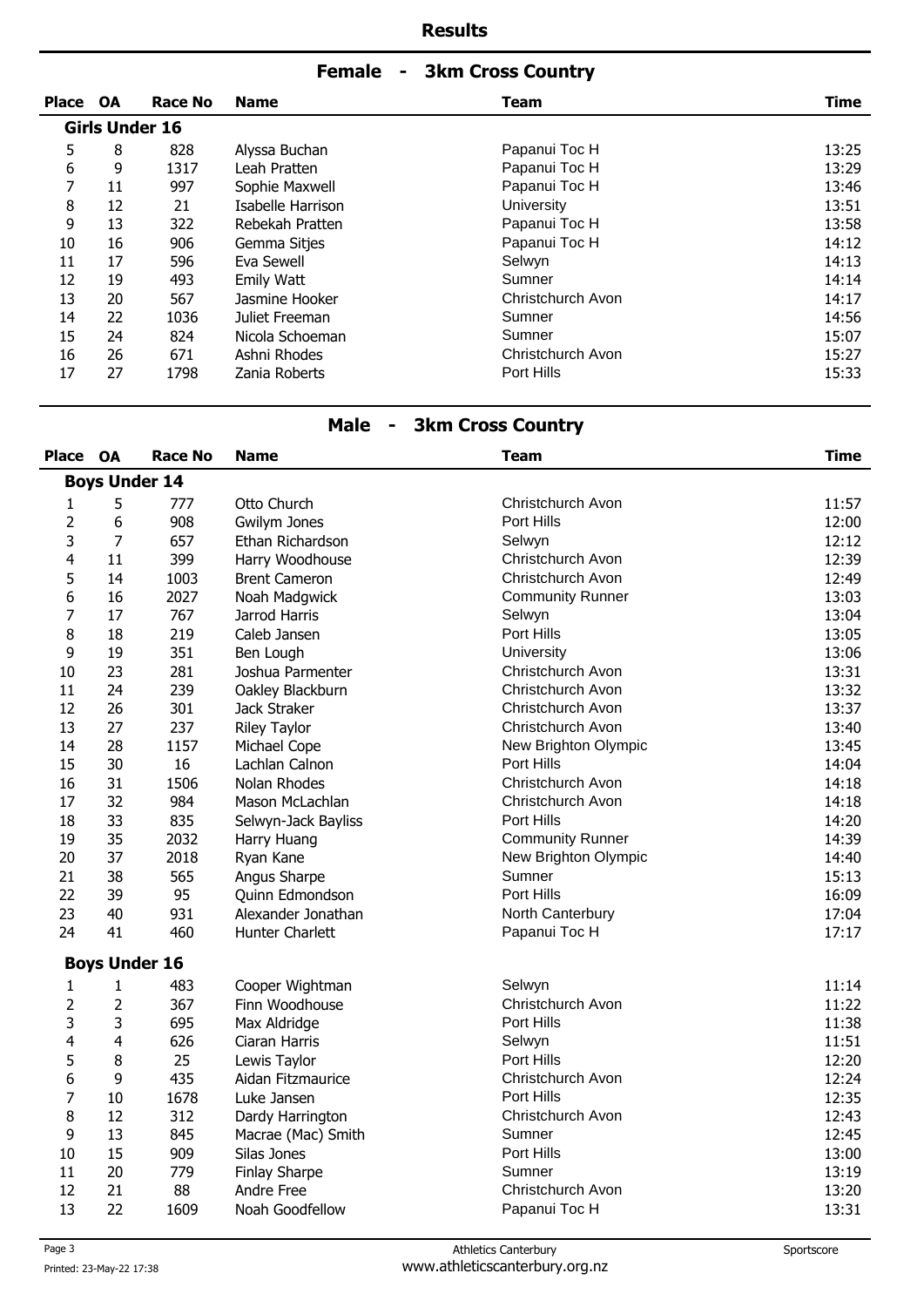## Results

### Female - 3km Cross Country

| Place | OA | Race No | Name | Team | Time |
|---|---|---|---|---|---|
| **Girls Under 16** | | | | | |
| 5 | 8 | 828 | Alyssa Buchan | Papanui Toc H | 13:25 |
| 6 | 9 | 1317 | Leah Pratten | Papanui Toc H | 13:29 |
| 7 | 11 | 997 | Sophie Maxwell | Papanui Toc H | 13:46 |
| 8 | 12 | 21 | Isabelle Harrison | University | 13:51 |
| 9 | 13 | 322 | Rebekah Pratten | Papanui Toc H | 13:58 |
| 10 | 16 | 906 | Gemma Sitjes | Papanui Toc H | 14:12 |
| 11 | 17 | 596 | Eva Sewell | Selwyn | 14:13 |
| 12 | 19 | 493 | Emily Watt | Sumner | 14:14 |
| 13 | 20 | 567 | Jasmine Hooker | Christchurch Avon | 14:17 |
| 14 | 22 | 1036 | Juliet Freeman | Sumner | 14:56 |
| 15 | 24 | 824 | Nicola Schoeman | Sumner | 15:07 |
| 16 | 26 | 671 | Ashni Rhodes | Christchurch Avon | 15:27 |
| 17 | 27 | 1798 | Zania Roberts | Port Hills | 15:33 |

### Male - 3km Cross Country

| Place | OA | Race No | Name | Team | Time |
|---|---|---|---|---|---|
| **Boys Under 14** | | | | | |
| 1 | 5 | 777 | Otto Church | Christchurch Avon | 11:57 |
| 2 | 6 | 908 | Gwilym Jones | Port Hills | 12:00 |
| 3 | 7 | 657 | Ethan Richardson | Selwyn | 12:12 |
| 4 | 11 | 399 | Harry Woodhouse | Christchurch Avon | 12:39 |
| 5 | 14 | 1003 | Brent Cameron | Christchurch Avon | 12:49 |
| 6 | 16 | 2027 | Noah Madgwick | Community Runner | 13:03 |
| 7 | 17 | 767 | Jarrod Harris | Selwyn | 13:04 |
| 8 | 18 | 219 | Caleb Jansen | Port Hills | 13:05 |
| 9 | 19 | 351 | Ben Lough | University | 13:06 |
| 10 | 23 | 281 | Joshua Parmenter | Christchurch Avon | 13:31 |
| 11 | 24 | 239 | Oakley Blackburn | Christchurch Avon | 13:32 |
| 12 | 26 | 301 | Jack Straker | Christchurch Avon | 13:37 |
| 13 | 27 | 237 | Riley Taylor | Christchurch Avon | 13:40 |
| 14 | 28 | 1157 | Michael Cope | New Brighton Olympic | 13:45 |
| 15 | 30 | 16 | Lachlan Calnon | Port Hills | 14:04 |
| 16 | 31 | 1506 | Nolan Rhodes | Christchurch Avon | 14:18 |
| 17 | 32 | 984 | Mason McLachlan | Christchurch Avon | 14:18 |
| 18 | 33 | 835 | Selwyn-Jack Bayliss | Port Hills | 14:20 |
| 19 | 35 | 2032 | Harry Huang | Community Runner | 14:39 |
| 20 | 37 | 2018 | Ryan Kane | New Brighton Olympic | 14:40 |
| 21 | 38 | 565 | Angus Sharpe | Sumner | 15:13 |
| 22 | 39 | 95 | Quinn Edmondson | Port Hills | 16:09 |
| 23 | 40 | 931 | Alexander Jonathan | North Canterbury | 17:04 |
| 24 | 41 | 460 | Hunter Charlett | Papanui Toc H | 17:17 |
| **Boys Under 16** | | | | | |
| 1 | 1 | 483 | Cooper Wightman | Selwyn | 11:14 |
| 2 | 2 | 367 | Finn Woodhouse | Christchurch Avon | 11:22 |
| 3 | 3 | 695 | Max Aldridge | Port Hills | 11:38 |
| 4 | 4 | 626 | Ciaran Harris | Selwyn | 11:51 |
| 5 | 8 | 25 | Lewis Taylor | Port Hills | 12:20 |
| 6 | 9 | 435 | Aidan Fitzmaurice | Christchurch Avon | 12:24 |
| 7 | 10 | 1678 | Luke Jansen | Port Hills | 12:35 |
| 8 | 12 | 312 | Dardy Harrington | Christchurch Avon | 12:43 |
| 9 | 13 | 845 | Macrae (Mac) Smith | Sumner | 12:45 |
| 10 | 15 | 909 | Silas Jones | Port Hills | 13:00 |
| 11 | 20 | 779 | Finlay Sharpe | Sumner | 13:19 |
| 12 | 21 | 88 | Andre Free | Christchurch Avon | 13:20 |
| 13 | 22 | 1609 | Noah Goodfellow | Papanui Toc H | 13:31 |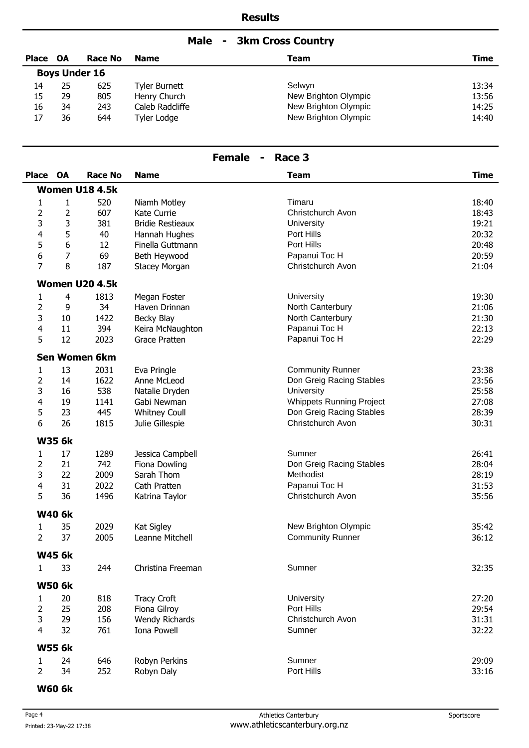## Results

### Male - 3km Cross Country

| Place | OA | Race No | Name | Team | Time |
|---|---|---|---|---|---|
| **Boys Under 16** | | | | | |
| 14 | 25 | 625 | Tyler Burnett | Selwyn | 13:34 |
| 15 | 29 | 805 | Henry Church | New Brighton Olympic | 13:56 |
| 16 | 34 | 243 | Caleb Radcliffe | New Brighton Olympic | 14:25 |
| 17 | 36 | 644 | Tyler Lodge | New Brighton Olympic | 14:40 |

### Female - Race 3

| Place | OA | Race No | Name | Team | Time |
|---|---|---|---|---|---|
| **Women U18 4.5k** | | | | | |
| 1 | 1 | 520 | Niamh Motley | Timaru | 18:40 |
| 2 | 2 | 607 | Kate Currie | Christchurch Avon | 18:43 |
| 3 | 3 | 381 | Bridie Restieaux | University | 19:21 |
| 4 | 5 | 40 | Hannah Hughes | Port Hills | 20:32 |
| 5 | 6 | 12 | Finella Guttmann | Port Hills | 20:48 |
| 6 | 7 | 69 | Beth Heywood | Papanui Toc H | 20:59 |
| 7 | 8 | 187 | Stacey Morgan | Christchurch Avon | 21:04 |
| **Women U20 4.5k** | | | | | |
| 1 | 4 | 1813 | Megan Foster | University | 19:30 |
| 2 | 9 | 34 | Haven Drinnan | North Canterbury | 21:06 |
| 3 | 10 | 1422 | Becky Blay | North Canterbury | 21:30 |
| 4 | 11 | 394 | Keira McNaughton | Papanui Toc H | 22:13 |
| 5 | 12 | 2023 | Grace Pratten | Papanui Toc H | 22:29 |
| **Sen Women 6km** | | | | | |
| 1 | 13 | 2031 | Eva Pringle | Community Runner | 23:38 |
| 2 | 14 | 1622 | Anne McLeod | Don Greig Racing Stables | 23:56 |
| 3 | 16 | 538 | Natalie Dryden | University | 25:58 |
| 4 | 19 | 1141 | Gabi Newman | Whippets Running Project | 27:08 |
| 5 | 23 | 445 | Whitney Coull | Don Greig Racing Stables | 28:39 |
| 6 | 26 | 1815 | Julie Gillespie | Christchurch Avon | 30:31 |
| **W35 6k** | | | | | |
| 1 | 17 | 1289 | Jessica Campbell | Sumner | 26:41 |
| 2 | 21 | 742 | Fiona Dowling | Don Greig Racing Stables | 28:04 |
| 3 | 22 | 2009 | Sarah Thom | Methodist | 28:19 |
| 4 | 31 | 2022 | Cath Pratten | Papanui Toc H | 31:53 |
| 5 | 36 | 1496 | Katrina Taylor | Christchurch Avon | 35:56 |
| **W40 6k** | | | | | |
| 1 | 35 | 2029 | Kat Sigley | New Brighton Olympic | 35:42 |
| 2 | 37 | 2005 | Leanne Mitchell | Community Runner | 36:12 |
| **W45 6k** | | | | | |
| 1 | 33 | 244 | Christina Freeman | Sumner | 32:35 |
| **W50 6k** | | | | | |
| 1 | 20 | 818 | Tracy Croft | University | 27:20 |
| 2 | 25 | 208 | Fiona Gilroy | Port Hills | 29:54 |
| 3 | 29 | 156 | Wendy Richards | Christchurch Avon | 31:31 |
| 4 | 32 | 761 | Iona Powell | Sumner | 32:22 |
| **W55 6k** | | | | | |
| 1 | 24 | 646 | Robyn Perkins | Sumner | 29:09 |
| 2 | 34 | 252 | Robyn Daly | Port Hills | 33:16 |
| **W60 6k** | | | | | |

Printed: 23-May-22 17:38

Athletics Canterbury
www.athleticscanterbury.org.nz

Sportscore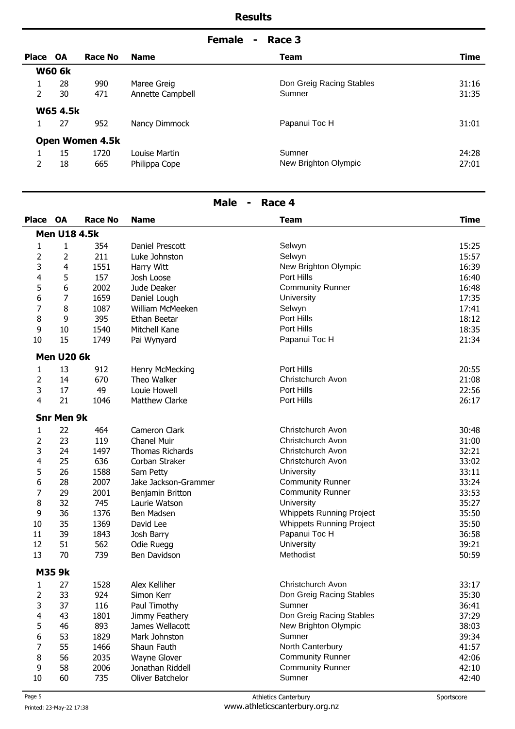## Results

### Female - Race 3

| Place | OA | Race No | Name | Team | Time |
|---|---|---|---|---|---|
| **W60 6k** | | | | | |
| 1 | 28 | 990 | Maree Greig | Don Greig Racing Stables | 31:16 |
| 2 | 30 | 471 | Annette Campbell | Sumner | 31:35 |
| **W65 4.5k** | | | | | |
| 1 | 27 | 952 | Nancy Dimmock | Papanui Toc H | 31:01 |
| **Open Women 4.5k** | | | | | |
| 1 | 15 | 1720 | Louise Martin | Sumner | 24:28 |
| 2 | 18 | 665 | Philippa Cope | New Brighton Olympic | 27:01 |

### Male - Race 4

| Place | OA | Race No | Name | Team | Time |
|---|---|---|---|---|---|
| **Men U18 4.5k** | | | | | |
| 1 | 1 | 354 | Daniel Prescott | Selwyn | 15:25 |
| 2 | 2 | 211 | Luke Johnston | Selwyn | 15:57 |
| 3 | 4 | 1551 | Harry Witt | New Brighton Olympic | 16:39 |
| 4 | 5 | 157 | Josh Loose | Port Hills | 16:40 |
| 5 | 6 | 2002 | Jude Deaker | Community Runner | 16:48 |
| 6 | 7 | 1659 | Daniel Lough | University | 17:35 |
| 7 | 8 | 1087 | William McMeeken | Selwyn | 17:41 |
| 8 | 9 | 395 | Ethan Beetar | Port Hills | 18:12 |
| 9 | 10 | 1540 | Mitchell Kane | Port Hills | 18:35 |
| 10 | 15 | 1749 | Pai Wynyard | Papanui Toc H | 21:34 |
| **Men U20 6k** | | | | | |
| 1 | 13 | 912 | Henry McMecking | Port Hills | 20:55 |
| 2 | 14 | 670 | Theo Walker | Christchurch Avon | 21:08 |
| 3 | 17 | 49 | Louie Howell | Port Hills | 22:56 |
| 4 | 21 | 1046 | Matthew Clarke | Port Hills | 26:17 |
| **Snr Men 9k** | | | | | |
| 1 | 22 | 464 | Cameron Clark | Christchurch Avon | 30:48 |
| 2 | 23 | 119 | Chanel Muir | Christchurch Avon | 31:00 |
| 3 | 24 | 1497 | Thomas Richards | Christchurch Avon | 32:21 |
| 4 | 25 | 636 | Corban Straker | Christchurch Avon | 33:02 |
| 5 | 26 | 1588 | Sam Petty | University | 33:11 |
| 6 | 28 | 2007 | Jake Jackson-Grammer | Community Runner | 33:24 |
| 7 | 29 | 2001 | Benjamin Britton | Community Runner | 33:53 |
| 8 | 32 | 745 | Laurie Watson | University | 35:27 |
| 9 | 36 | 1376 | Ben Madsen | Whippets Running Project | 35:50 |
| 10 | 35 | 1369 | David Lee | Whippets Running Project | 35:50 |
| 11 | 39 | 1843 | Josh Barry | Papanui Toc H | 36:58 |
| 12 | 51 | 562 | Odie Ruegg | University | 39:21 |
| 13 | 70 | 739 | Ben Davidson | Methodist | 50:59 |
| **M35 9k** | | | | | |
| 1 | 27 | 1528 | Alex Kelliher | Christchurch Avon | 33:17 |
| 2 | 33 | 924 | Simon Kerr | Don Greig Racing Stables | 35:30 |
| 3 | 37 | 116 | Paul Timothy | Sumner | 36:41 |
| 4 | 43 | 1801 | Jimmy Feathery | Don Greig Racing Stables | 37:29 |
| 5 | 46 | 893 | James Wellacott | New Brighton Olympic | 38:03 |
| 6 | 53 | 1829 | Mark Johnston | Sumner | 39:34 |
| 7 | 55 | 1466 | Shaun Fauth | North Canterbury | 41:57 |
| 8 | 56 | 2035 | Wayne Glover | Community Runner | 42:06 |
| 9 | 58 | 2006 | Jonathan Riddell | Community Runner | 42:10 |
| 10 | 60 | 735 | Oliver Batchelor | Sumner | 42:40 |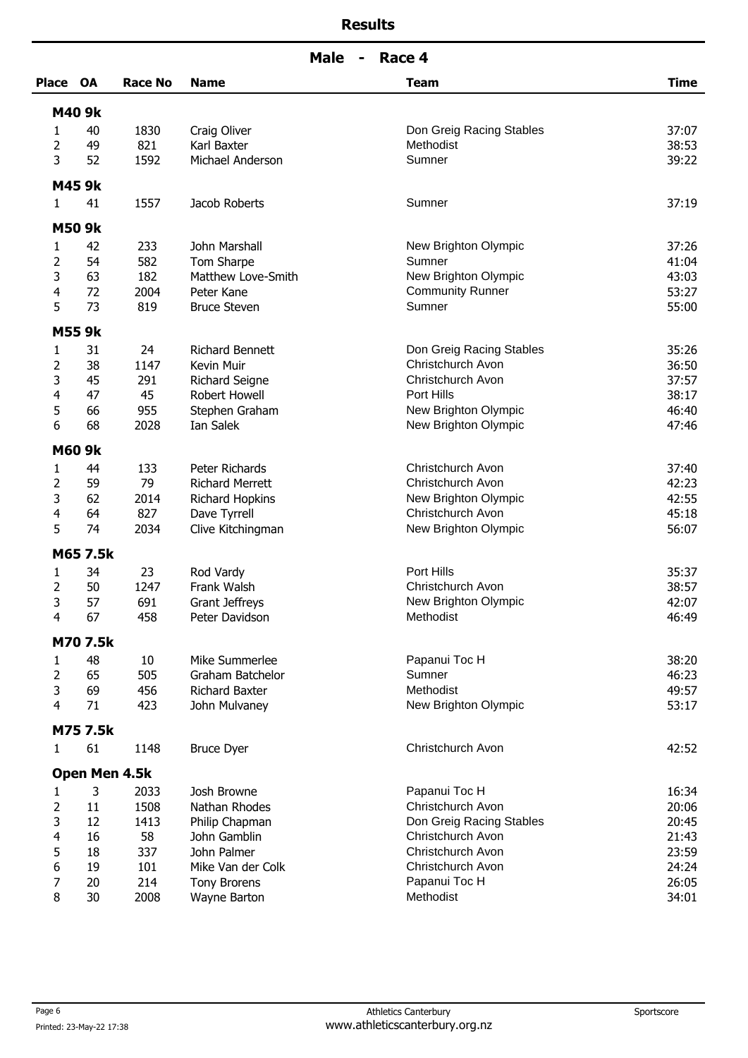## Results

### Male - Race 4

| Place | OA | Race No | Name | Team | Time |
|---|---|---|---|---|---|
| **M40 9k** | | | | | |
| 1 | 40 | 1830 | Craig Oliver | Don Greig Racing Stables | 37:07 |
| 2 | 49 | 821 | Karl Baxter | Methodist | 38:53 |
| 3 | 52 | 1592 | Michael Anderson | Sumner | 39:22 |
| **M45 9k** | | | | | |
| 1 | 41 | 1557 | Jacob Roberts | Sumner | 37:19 |
| **M50 9k** | | | | | |
| 1 | 42 | 233 | John Marshall | New Brighton Olympic | 37:26 |
| 2 | 54 | 582 | Tom Sharpe | Sumner | 41:04 |
| 3 | 63 | 182 | Matthew Love-Smith | New Brighton Olympic | 43:03 |
| 4 | 72 | 2004 | Peter Kane | Community Runner | 53:27 |
| 5 | 73 | 819 | Bruce Steven | Sumner | 55:00 |
| **M55 9k** | | | | | |
| 1 | 31 | 24 | Richard Bennett | Don Greig Racing Stables | 35:26 |
| 2 | 38 | 1147 | Kevin Muir | Christchurch Avon | 36:50 |
| 3 | 45 | 291 | Richard Seigne | Christchurch Avon | 37:57 |
| 4 | 47 | 45 | Robert Howell | Port Hills | 38:17 |
| 5 | 66 | 955 | Stephen Graham | New Brighton Olympic | 46:40 |
| 6 | 68 | 2028 | Ian Salek | New Brighton Olympic | 47:46 |
| **M60 9k** | | | | | |
| 1 | 44 | 133 | Peter Richards | Christchurch Avon | 37:40 |
| 2 | 59 | 79 | Richard Merrett | Christchurch Avon | 42:23 |
| 3 | 62 | 2014 | Richard Hopkins | New Brighton Olympic | 42:55 |
| 4 | 64 | 827 | Dave Tyrrell | Christchurch Avon | 45:18 |
| 5 | 74 | 2034 | Clive Kitchingman | New Brighton Olympic | 56:07 |
| **M65 7.5k** | | | | | |
| 1 | 34 | 23 | Rod Vardy | Port Hills | 35:37 |
| 2 | 50 | 1247 | Frank Walsh | Christchurch Avon | 38:57 |
| 3 | 57 | 691 | Grant Jeffreys | New Brighton Olympic | 42:07 |
| 4 | 67 | 458 | Peter Davidson | Methodist | 46:49 |
| **M70 7.5k** | | | | | |
| 1 | 48 | 10 | Mike Summerlee | Papanui Toc H | 38:20 |
| 2 | 65 | 505 | Graham Batchelor | Sumner | 46:23 |
| 3 | 69 | 456 | Richard Baxter | Methodist | 49:57 |
| 4 | 71 | 423 | John Mulvaney | New Brighton Olympic | 53:17 |
| **M75 7.5k** | | | | | |
| 1 | 61 | 1148 | Bruce Dyer | Christchurch Avon | 42:52 |
| **Open Men 4.5k** | | | | | |
| 1 | 3 | 2033 | Josh Browne | Papanui Toc H | 16:34 |
| 2 | 11 | 1508 | Nathan Rhodes | Christchurch Avon | 20:06 |
| 3 | 12 | 1413 | Philip Chapman | Don Greig Racing Stables | 20:45 |
| 4 | 16 | 58 | John Gamblin | Christchurch Avon | 21:43 |
| 5 | 18 | 337 | John Palmer | Christchurch Avon | 23:59 |
| 6 | 19 | 101 | Mike Van der Colk | Christchurch Avon | 24:24 |
| 7 | 20 | 214 | Tony Brorens | Papanui Toc H | 26:05 |
| 8 | 30 | 2008 | Wayne Barton | Methodist | 34:01 |